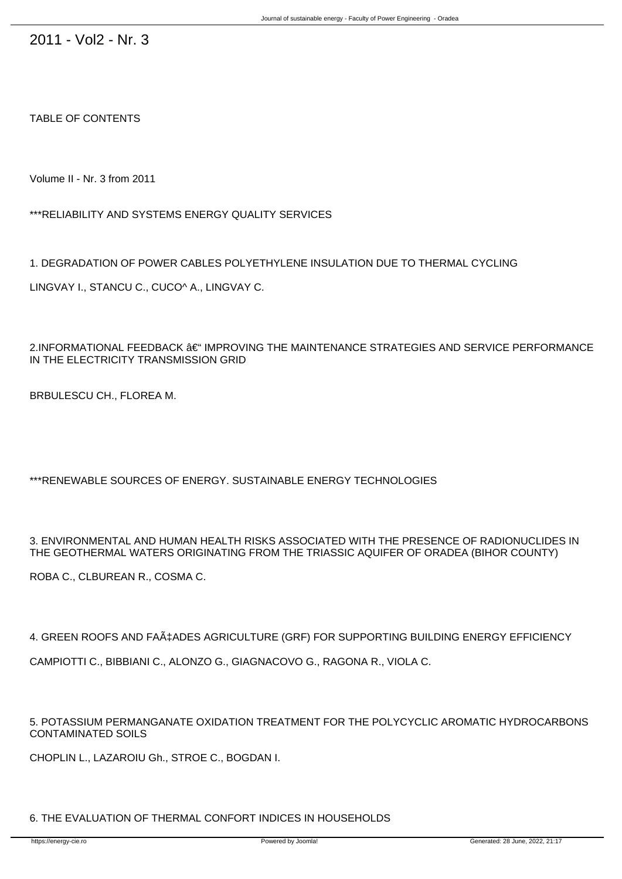# 2011 - Vol2 - Nr. 3

TABLE OF CONTENTS

Volume II - Nr. 3 from 2011

***RELIABILITY AND SYSTEMS ENERGY QUALITY SERVICES

1. DEGRADATION OF POWER CABLES POLYETHYLENE INSULATION DUE TO THERMAL CYCLING

LINGVAY I., STANCU C., CUCO^ A., LINGVAY C.

2.INFORMATIONAL FEEDBACK â€" IMPROVING THE MAINTENANCE STRATEGIES AND SERVICE PERFORMANCE IN THE ELECTRICITY TRANSMISSION GRID

BRBULESCU CH., FLOREA M.

***RENEWABLE SOURCES OF ENERGY. SUSTAINABLE ENERGY TECHNOLOGIES

3. ENVIRONMENTAL AND HUMAN HEALTH RISKS ASSOCIATED WITH THE PRESENCE OF RADIONUCLIDES IN THE GEOTHERMAL WATERS ORIGINATING FROM THE TRIASSIC AQUIFER OF ORADEA (BIHOR COUNTY)

ROBA C., CLBUREAN R., COSMA C.

4. GREEN ROOFS AND FAÃ‡ADES AGRICULTURE (GRF) FOR SUPPORTING BUILDING ENERGY EFFICIENCY

CAMPIOTTI C., BIBBIANI C., ALONZO G., GIAGNACOVO G., RAGONA R., VIOLA C.

5. POTASSIUM PERMANGANATE OXIDATION TREATMENT FOR THE POLYCYCLIC AROMATIC HYDROCARBONS CONTAMINATED SOILS

CHOPLIN L., LAZAROIU Gh., STROE C., BOGDAN I.

6. THE EVALUATION OF THERMAL CONFORT INDICES IN HOUSEHOLDS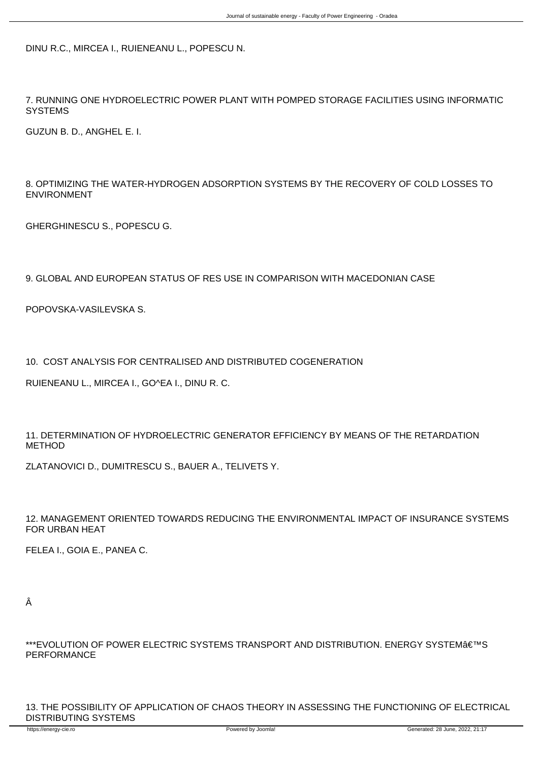DINU R.C., MIRCEA I., RUIENEANU L., POPESCU N.

7. RUNNING ONE HYDROELECTRIC POWER PLANT WITH POMPED STORAGE FACILITIES USING INFORMATIC SYSTEMS

GUZUN B. D., ANGHEL E. I.

8. OPTIMIZING THE WATER-HYDROGEN ADSORPTION SYSTEMS BY THE RECOVERY OF COLD LOSSES TO ENVIRONMENT

GHERGHINESCU S., POPESCU G.

9. GLOBAL AND EUROPEAN STATUS OF RES USE IN COMPARISON WITH MACEDONIAN CASE

POPOVSKA-VASILEVSKA S.

10. COST ANALYSIS FOR CENTRALISED AND DISTRIBUTED COGENERATION

RUIENEANU L., MIRCEA I., GO^EA I., DINU R. C.

11. DETERMINATION OF HYDROELECTRIC GENERATOR EFFICIENCY BY MEANS OF THE RETARDATION METHOD

ZLATANOVICI D., DUMITRESCU S., BAUER A., TELIVETS Y.

12. MANAGEMENT ORIENTED TOWARDS REDUCING THE ENVIRONMENTAL IMPACT OF INSURANCE SYSTEMS FOR URBAN HEAT

FELEA I., GOIA E., PANEA C.

Â

***EVOLUTION OF POWER ELECTRIC SYSTEMS TRANSPORT AND DISTRIBUTION. ENERGY SYSTEMâ€™S PERFORMANCE

13. THE POSSIBILITY OF APPLICATION OF CHAOS THEORY IN ASSESSING THE FUNCTIONING OF ELECTRICAL DISTRIBUTING SYSTEMS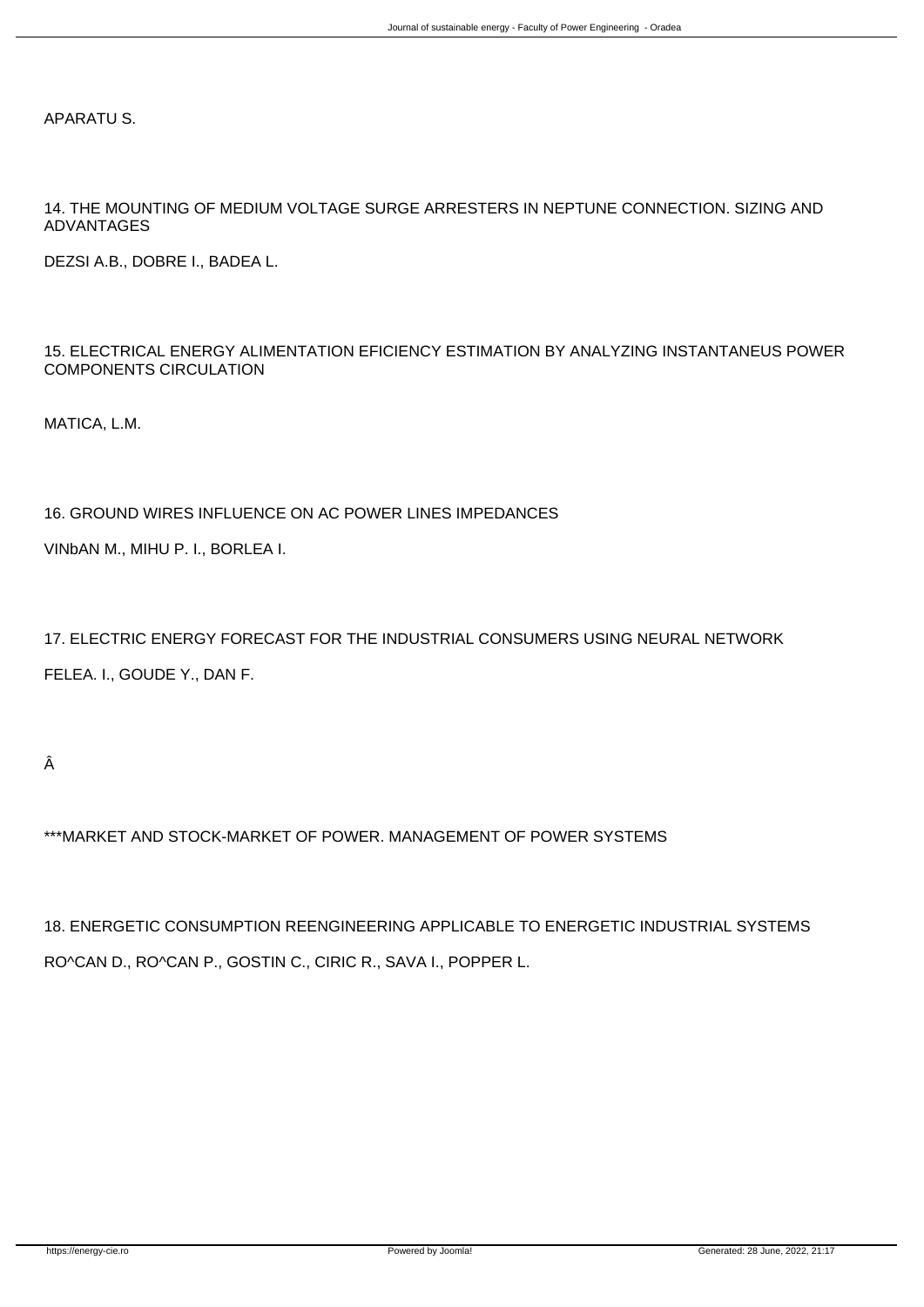APARATU S.

14. THE MOUNTING OF MEDIUM VOLTAGE SURGE ARRESTERS IN NEPTUNE CONNECTION. SIZING AND ADVANTAGES

DEZSI A.B., DOBRE I., BADEA L.

15. ELECTRICAL ENERGY ALIMENTATION EFICIENCY ESTIMATION BY ANALYZING INSTANTANEUS POWER COMPONENTS CIRCULATION

MATICA, L.M.

16. GROUND WIRES INFLUENCE ON AC POWER LINES IMPEDANCES

VINbAN M., MIHU P. I., BORLEA I.

17. ELECTRIC ENERGY FORECAST FOR THE INDUSTRIAL CONSUMERS USING NEURAL NETWORK

FELEA. I., GOUDE Y., DAN F.

Â

***MARKET AND STOCK-MARKET OF POWER. MANAGEMENT OF POWER SYSTEMS

18. ENERGETIC CONSUMPTION REENGINEERING APPLICABLE TO ENERGETIC INDUSTRIAL SYSTEMS

RO^CAN D., RO^CAN P., GOSTIN C., CIRIC R., SAVA I., POPPER L.